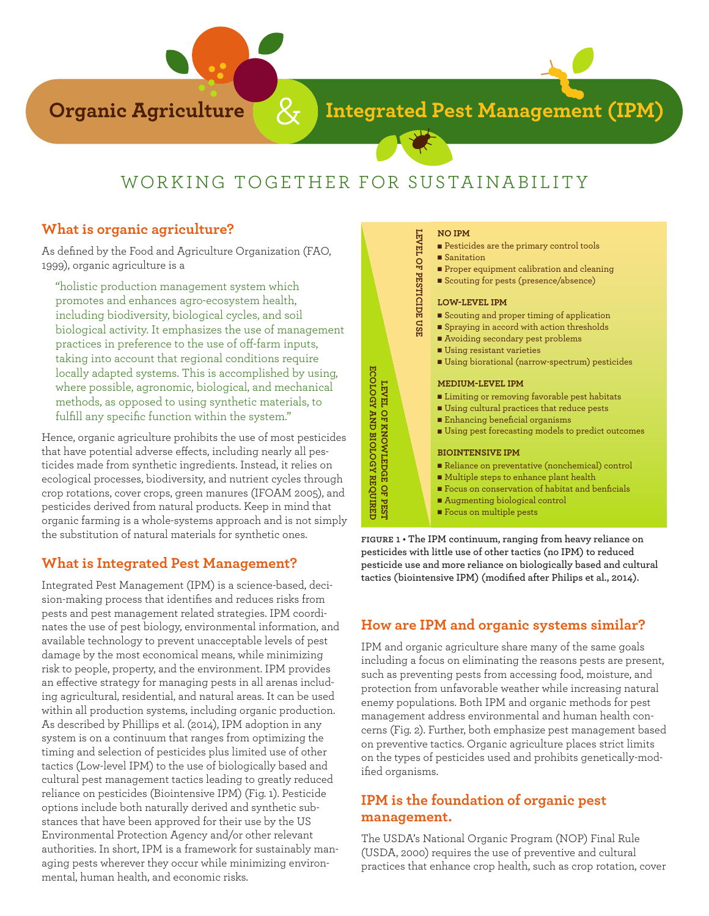# Organic Agriculture & Integrated Pest Management (IPM)

## WORKING TOGETHER FOR SUSTAINABILITY

## What is organic agriculture?

As defined by the Food and Agriculture Organization (FAO, 1999), organic agriculture is a

> "holistic production management system which promotes and enhances agro-ecosystem health, including biodiversity, biological cycles, and soil biological activity. It emphasizes the use of management practices in preference to the use of off-farm inputs, taking into account that regional conditions require locally adapted systems. This is accomplished by using, where possible, agronomic, biological, and mechanical methods, as opposed to using synthetic materials, to fulfill any specific function within the system."

Hence, organic agriculture prohibits the use of most pesticides that have potential adverse effects, including nearly all pesticides made from synthetic ingredients. Instead, it relies on ecological processes, biodiversity, and nutrient cycles through crop rotations, cover crops, green manures (IFOAM 2005), and pesticides derived from natural products. Keep in mind that organic farming is a whole-systems approach and is not simply the substitution of natural materials for synthetic ones.

## What is Integrated Pest Management?

Integrated Pest Management (IPM) is a science-based, decision-making process that identifies and reduces risks from pests and pest management related strategies. IPM coordinates the use of pest biology, environmental information, and available technology to prevent unacceptable levels of pest damage by the most economical means, while minimizing risk to people, property, and the environment. IPM provides an effective strategy for managing pests in all arenas including agricultural, residential, and natural areas. It can be used within all production systems, including organic production. As described by Phillips et al. (2014), IPM adoption in any system is on a continuum that ranges from optimizing the timing and selection of pesticides plus limited use of other tactics (Low-level IPM) to the use of biologically based and cultural pest management tactics leading to greatly reduced reliance on pesticides (Biointensive IPM) (Fig. 1). Pesticide options include both naturally derived and synthetic substances that have been approved for their use by the US Environmental Protection Agency and/or other relevant authorities. In short, IPM is a framework for sustainably managing pests wherever they occur while minimizing environmental, human health, and economic risks.

LEVEL OF PESTICIDE USE

LEVEL OF KNOWLEDGE OF PEST ECOLOGY AND BIOLOGY REQUIRED

**NO IPM**
- Pesticides are the primary control tools
- Sanitation
- Proper equipment calibration and cleaning
- Scouting for pests (presence/absence)

**LOW-LEVEL IPM**
- Scouting and proper timing of application
- Spraying in accord with action thresholds
- Avoiding secondary pest problems
- Using resistant varieties
- Using biorational (narrow-spectrum) pesticides

**MEDIUM-LEVEL IPM**
- Limiting or removing favorable pest habitats
- Using cultural practices that reduce pests
- Enhancing beneficial organisms
- Using pest forecasting models to predict outcomes

**BIOINTENSIVE IPM**
- Reliance on preventative (nonchemical) control
- Multiple steps to enhance plant health
- Focus on conservation of habitat and benficials
- Augmenting biological control
- Focus on multiple pests

**FIGURE 1 • The IPM continuum, ranging from heavy reliance on pesticides with little use of other tactics (no IPM) to reduced pesticide use and more reliance on biologically based and cultural tactics (biointensive IPM) (modified after Philips et al., 2014).**

## How are IPM and organic systems similar?

IPM and organic agriculture share many of the same goals including a focus on eliminating the reasons pests are present, such as preventing pests from accessing food, moisture, and protection from unfavorable weather while increasing natural enemy populations. Both IPM and organic methods for pest management address environmental and human health concerns (Fig. 2). Further, both emphasize pest management based on preventive tactics. Organic agriculture places strict limits on the types of pesticides used and prohibits genetically-modified organisms.

## IPM is the foundation of organic pest management.

The USDA's National Organic Program (NOP) Final Rule (USDA, 2000) requires the use of preventive and cultural practices that enhance crop health, such as crop rotation, cover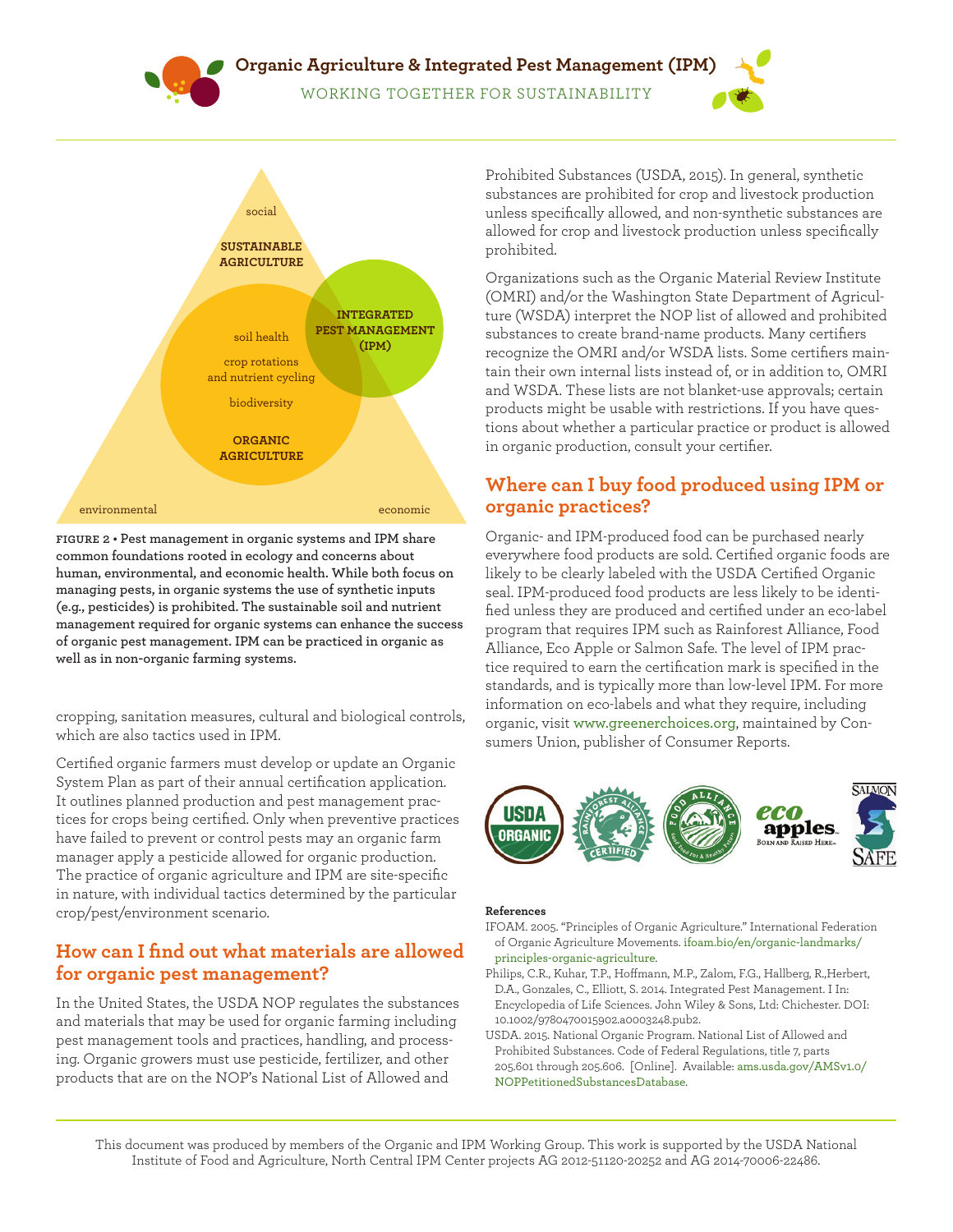social

**SUSTAINABLE AGRICULTURE**

**INTEGRATED PEST MANAGEMENT (IPM)**

soil health

crop rotations and nutrient cycling

biodiversity

**ORGANIC AGRICULTURE**

environmental

economic

**FIGURE 2 • Pest management in organic systems and IPM share common foundations rooted in ecology and concerns about human, environmental, and economic health. While both focus on managing pests, in organic systems the use of synthetic inputs (e.g., pesticides) is prohibited. The sustainable soil and nutrient management required for organic systems can enhance the success of organic pest management. IPM can be practiced in organic as well as in non-organic farming systems.**

cropping, sanitation measures, cultural and biological controls, which are also tactics used in IPM.

Certified organic farmers must develop or update an Organic System Plan as part of their annual certification application. It outlines planned production and pest management practices for crops being certified. Only when preventive practices have failed to prevent or control pests may an organic farm manager apply a pesticide allowed for organic production. The practice of organic agriculture and IPM are site-specific in nature, with individual tactics determined by the particular crop/pest/environment scenario.

## How can I find out what materials are allowed for organic pest management?

In the United States, the USDA NOP regulates the substances and materials that may be used for organic farming including pest management tools and practices, handling, and processing. Organic growers must use pesticide, fertilizer, and other products that are on the NOP's National List of Allowed and Prohibited Substances (USDA, 2015). In general, synthetic substances are prohibited for crop and livestock production unless specifically allowed, and non-synthetic substances are allowed for crop and livestock production unless specifically prohibited.

Organizations such as the Organic Material Review Institute (OMRI) and/or the Washington State Department of Agriculture (WSDA) interpret the NOP list of allowed and prohibited substances to create brand-name products. Many certifiers recognize the OMRI and/or WSDA lists. Some certifiers maintain their own internal lists instead of, or in addition to, OMRI and WSDA. These lists are not blanket-use approvals; certain products might be usable with restrictions. If you have questions about whether a particular practice or product is allowed in organic production, consult your certifier.

## Where can I buy food produced using IPM or organic practices?

Organic- and IPM-produced food can be purchased nearly everywhere food products are sold. Certified organic foods are likely to be clearly labeled with the USDA Certified Organic seal. IPM-produced food products are less likely to be identified unless they are produced and certified under an eco-label program that requires IPM such as Rainforest Alliance, Food Alliance, Eco Apple or Salmon Safe. The level of IPM practice required to earn the certification mark is specified in the standards, and is typically more than low-level IPM. For more information on eco-labels and what they require, including organic, visit www.greenerchoices.org, maintained by Consumers Union, publisher of Consumer Reports.

USDA ORGANIC · RAINFOREST ALLIANCE CERTIFIED · FOOD ALLIANCE Good Food For A Healthy Future · eco apples Born and Raised Here · SALMON SAFE

**References**

IFOAM. 2005. "Principles of Organic Agriculture." International Federation of Organic Agriculture Movements. ifoam.bio/en/organic-landmarks/principles-organic-agriculture.

Philips, C.R., Kuhar, T.P., Hoffmann, M.P., Zalom, F.G., Hallberg, R.,Herbert, D.A., Gonzales, C., Elliott, S. 2014. Integrated Pest Management. I In: Encyclopedia of Life Sciences. John Wiley & Sons, Ltd: Chichester. DOI: 10.1002/9780470015902.a0003248.pub2.

USDA. 2015. National Organic Program. National List of Allowed and Prohibited Substances. Code of Federal Regulations, title 7, parts 205.601 through 205.606. [Online]. Available: ams.usda.gov/AMSv1.0/NOPPetitionedSubstancesDatabase.

This document was produced by members of the Organic and IPM Working Group. This work is supported by the USDA National Institute of Food and Agriculture, North Central IPM Center projects AG 2012-51120-20252 and AG 2014-70006-22486.